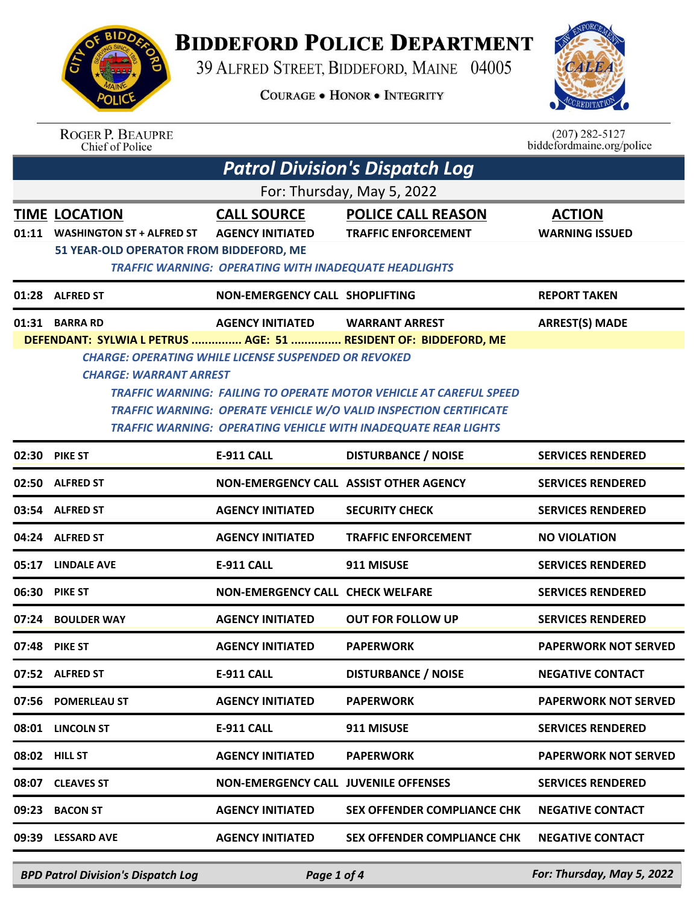# BIDDEFORD POLICE DEPARTMENT

39 ALFRED STREET, BIDDEFORD, MAINE 04005

COURAGE • HONOR • INTEGRITY

ROGER P. BEAUPRE
Chief of Police

(207) 282-5127
biddefordmaine.org/police

## *Patrol Division's Dispatch Log*

For: Thursday, May 5, 2022

| TIME | LOCATION | CALL SOURCE | POLICE CALL REASON | ACTION |
|---|---|---|---|---|
| 01:11 | WASHINGTON ST + ALFRED ST | AGENCY INITIATED | TRAFFIC ENFORCEMENT | WARNING ISSUED |
| | 51 YEAR-OLD OPERATOR FROM BIDDEFORD, ME | | | |
| | *TRAFFIC WARNING: OPERATING WITH INADEQUATE HEADLIGHTS* | | | |
| 01:28 | ALFRED ST | NON-EMERGENCY CALL | SHOPLIFTING | REPORT TAKEN |
| 01:31 | BARRA RD | AGENCY INITIATED | WARRANT ARREST | ARREST(S) MADE |
| | DEFENDANT: SYLWIA L PETRUS ............... AGE: 51 ............... RESIDENT OF: BIDDEFORD, ME | | | |
| | *CHARGE: OPERATING WHILE LICENSE SUSPENDED OR REVOKED* | | | |
| | *CHARGE: WARRANT ARREST* | | | |
| | *TRAFFIC WARNING: FAILING TO OPERATE MOTOR VEHICLE AT CAREFUL SPEED* | | | |
| | *TRAFFIC WARNING: OPERATE VEHICLE W/O VALID INSPECTION CERTIFICATE* | | | |
| | *TRAFFIC WARNING: OPERATING VEHICLE WITH INADEQUATE REAR LIGHTS* | | | |
| 02:30 | PIKE ST | E-911 CALL | DISTURBANCE / NOISE | SERVICES RENDERED |
| 02:50 | ALFRED ST | NON-EMERGENCY CALL | ASSIST OTHER AGENCY | SERVICES RENDERED |
| 03:54 | ALFRED ST | AGENCY INITIATED | SECURITY CHECK | SERVICES RENDERED |
| 04:24 | ALFRED ST | AGENCY INITIATED | TRAFFIC ENFORCEMENT | NO VIOLATION |
| 05:17 | LINDALE AVE | E-911 CALL | 911 MISUSE | SERVICES RENDERED |
| 06:30 | PIKE ST | NON-EMERGENCY CALL | CHECK WELFARE | SERVICES RENDERED |
| 07:24 | BOULDER WAY | AGENCY INITIATED | OUT FOR FOLLOW UP | SERVICES RENDERED |
| 07:48 | PIKE ST | AGENCY INITIATED | PAPERWORK | PAPERWORK NOT SERVED |
| 07:52 | ALFRED ST | E-911 CALL | DISTURBANCE / NOISE | NEGATIVE CONTACT |
| 07:56 | POMERLEAU ST | AGENCY INITIATED | PAPERWORK | PAPERWORK NOT SERVED |
| 08:01 | LINCOLN ST | E-911 CALL | 911 MISUSE | SERVICES RENDERED |
| 08:02 | HILL ST | AGENCY INITIATED | PAPERWORK | PAPERWORK NOT SERVED |
| 08:07 | CLEAVES ST | NON-EMERGENCY CALL | JUVENILE OFFENSES | SERVICES RENDERED |
| 09:23 | BACON ST | AGENCY INITIATED | SEX OFFENDER COMPLIANCE CHK | NEGATIVE CONTACT |
| 09:39 | LESSARD AVE | AGENCY INITIATED | SEX OFFENDER COMPLIANCE CHK | NEGATIVE CONTACT |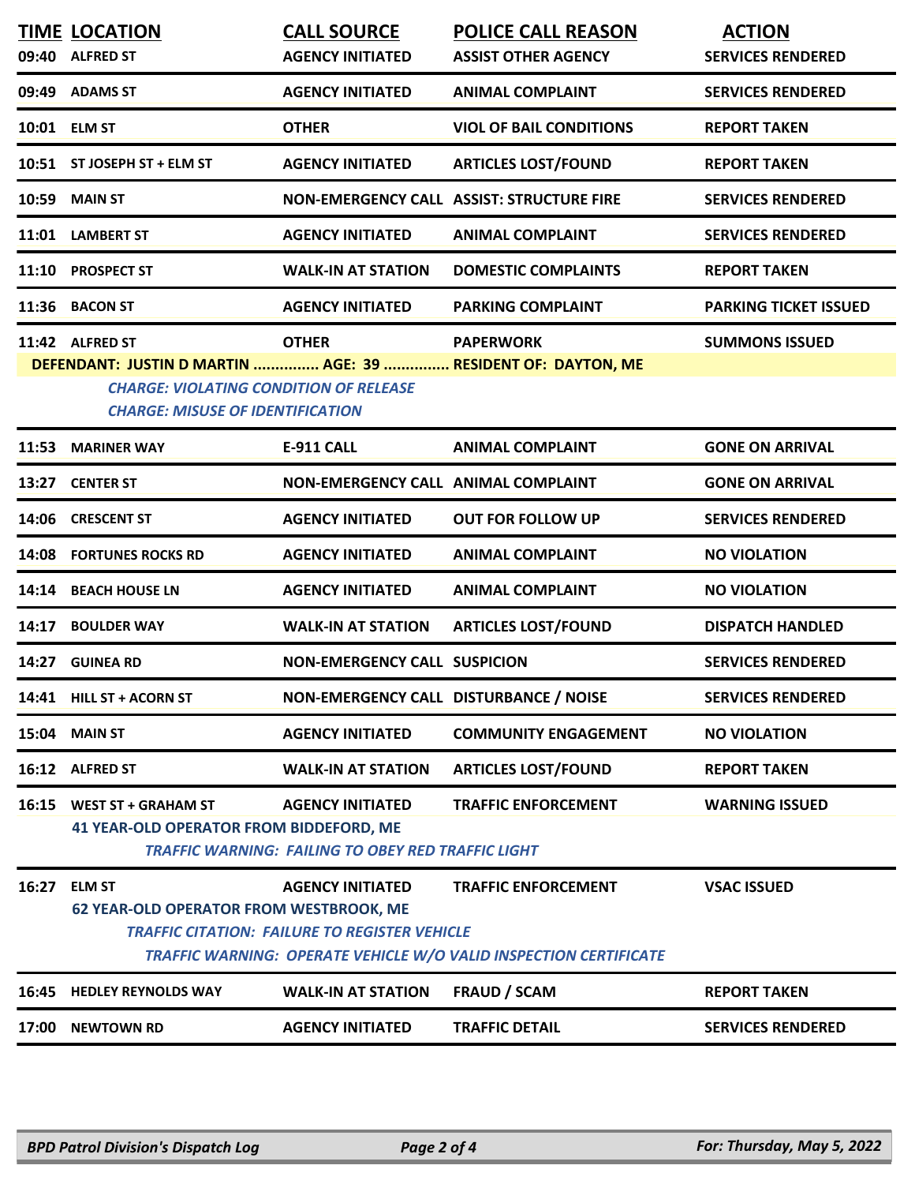| TIME | LOCATION | CALL SOURCE | POLICE CALL REASON | ACTION |
|---|---|---|---|---|
| 09:40 | ALFRED ST | AGENCY INITIATED | ASSIST OTHER AGENCY | SERVICES RENDERED |
| 09:49 | ADAMS ST | AGENCY INITIATED | ANIMAL COMPLAINT | SERVICES RENDERED |
| 10:01 | ELM ST | OTHER | VIOL OF BAIL CONDITIONS | REPORT TAKEN |
| 10:51 | ST JOSEPH ST + ELM ST | AGENCY INITIATED | ARTICLES LOST/FOUND | REPORT TAKEN |
| 10:59 | MAIN ST | NON-EMERGENCY CALL | ASSIST: STRUCTURE FIRE | SERVICES RENDERED |
| 11:01 | LAMBERT ST | AGENCY INITIATED | ANIMAL COMPLAINT | SERVICES RENDERED |
| 11:10 | PROSPECT ST | WALK-IN AT STATION | DOMESTIC COMPLAINTS | REPORT TAKEN |
| 11:36 | BACON ST | AGENCY INITIATED | PARKING COMPLAINT | PARKING TICKET ISSUED |
| 11:42 | ALFRED ST | OTHER | PAPERWORK | SUMMONS ISSUED |

**DEFENDANT: JUSTIN D MARTIN ............... AGE: 39 ............... RESIDENT OF: DAYTON, ME**

*CHARGE: VIOLATING CONDITION OF RELEASE*
*CHARGE: MISUSE OF IDENTIFICATION*

| TIME | LOCATION | CALL SOURCE | POLICE CALL REASON | ACTION |
|---|---|---|---|---|
| 11:53 | MARINER WAY | E-911 CALL | ANIMAL COMPLAINT | GONE ON ARRIVAL |
| 13:27 | CENTER ST | NON-EMERGENCY CALL | ANIMAL COMPLAINT | GONE ON ARRIVAL |
| 14:06 | CRESCENT ST | AGENCY INITIATED | OUT FOR FOLLOW UP | SERVICES RENDERED |
| 14:08 | FORTUNES ROCKS RD | AGENCY INITIATED | ANIMAL COMPLAINT | NO VIOLATION |
| 14:14 | BEACH HOUSE LN | AGENCY INITIATED | ANIMAL COMPLAINT | NO VIOLATION |
| 14:17 | BOULDER WAY | WALK-IN AT STATION | ARTICLES LOST/FOUND | DISPATCH HANDLED |
| 14:27 | GUINEA RD | NON-EMERGENCY CALL | SUSPICION | SERVICES RENDERED |
| 14:41 | HILL ST + ACORN ST | NON-EMERGENCY CALL | DISTURBANCE / NOISE | SERVICES RENDERED |
| 15:04 | MAIN ST | AGENCY INITIATED | COMMUNITY ENGAGEMENT | NO VIOLATION |
| 16:12 | ALFRED ST | WALK-IN AT STATION | ARTICLES LOST/FOUND | REPORT TAKEN |
| 16:15 | WEST ST + GRAHAM ST | AGENCY INITIATED | TRAFFIC ENFORCEMENT | WARNING ISSUED |

**41 YEAR-OLD OPERATOR FROM BIDDEFORD, ME**

*TRAFFIC WARNING: FAILING TO OBEY RED TRAFFIC LIGHT*

| TIME | LOCATION | CALL SOURCE | POLICE CALL REASON | ACTION |
|---|---|---|---|---|
| 16:27 | ELM ST | AGENCY INITIATED | TRAFFIC ENFORCEMENT | VSAC ISSUED |

**62 YEAR-OLD OPERATOR FROM WESTBROOK, ME**

*TRAFFIC CITATION: FAILURE TO REGISTER VEHICLE*
*TRAFFIC WARNING: OPERATE VEHICLE W/O VALID INSPECTION CERTIFICATE*

| TIME | LOCATION | CALL SOURCE | POLICE CALL REASON | ACTION |
|---|---|---|---|---|
| 16:45 | HEDLEY REYNOLDS WAY | WALK-IN AT STATION | FRAUD / SCAM | REPORT TAKEN |
| 17:00 | NEWTOWN RD | AGENCY INITIATED | TRAFFIC DETAIL | SERVICES RENDERED |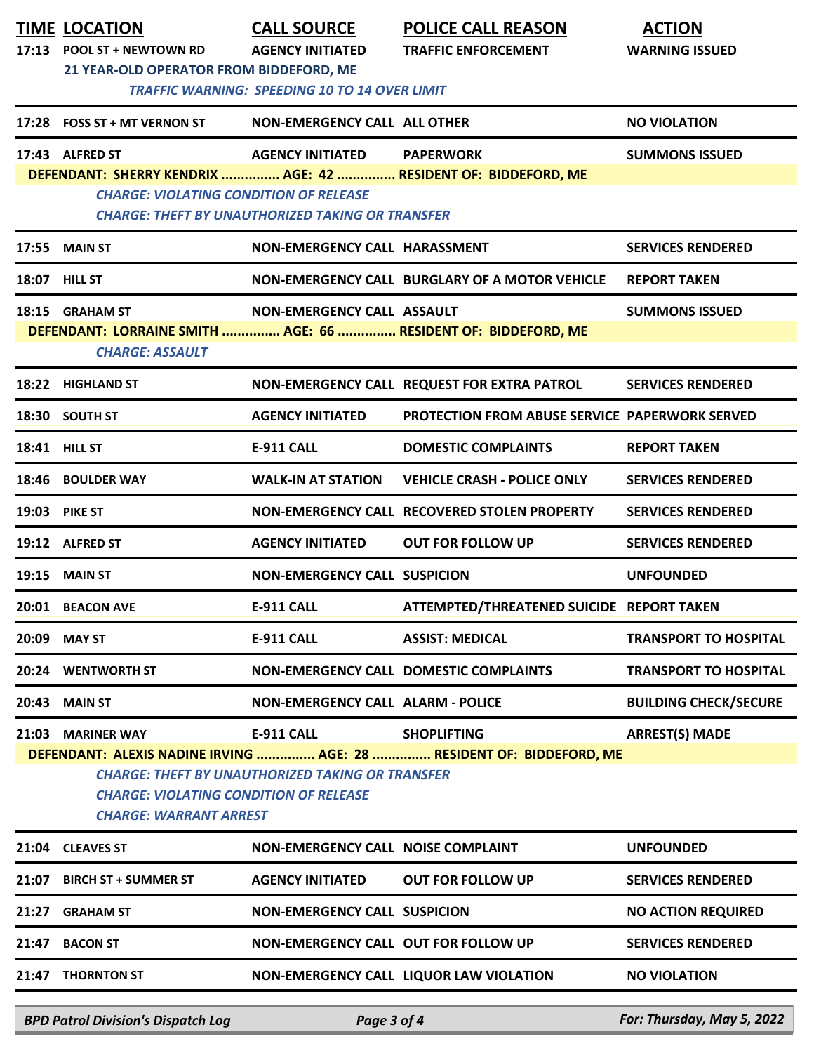| TIME | LOCATION | CALL SOURCE | POLICE CALL REASON | ACTION |
|---|---|---|---|---|
| 17:13 | POOL ST + NEWTOWN RD | AGENCY INITIATED | TRAFFIC ENFORCEMENT | WARNING ISSUED |
| | 21 YEAR-OLD OPERATOR FROM BIDDEFORD, ME | | | |
| | *TRAFFIC WARNING: SPEEDING 10 TO 14 OVER LIMIT* | | | |
| 17:28 | FOSS ST + MT VERNON ST | NON-EMERGENCY CALL | ALL OTHER | NO VIOLATION |
| 17:43 | ALFRED ST | AGENCY INITIATED | PAPERWORK | SUMMONS ISSUED |
| | DEFENDANT: SHERRY KENDRIX ............... AGE: 42 ............... RESIDENT OF: BIDDEFORD, ME | | | |
| | *CHARGE: VIOLATING CONDITION OF RELEASE* | | | |
| | *CHARGE: THEFT BY UNAUTHORIZED TAKING OR TRANSFER* | | | |
| 17:55 | MAIN ST | NON-EMERGENCY CALL | HARASSMENT | SERVICES RENDERED |
| 18:07 | HILL ST | NON-EMERGENCY CALL | BURGLARY OF A MOTOR VEHICLE | REPORT TAKEN |
| 18:15 | GRAHAM ST | NON-EMERGENCY CALL | ASSAULT | SUMMONS ISSUED |
| | DEFENDANT: LORRAINE SMITH ............... AGE: 66 ............... RESIDENT OF: BIDDEFORD, ME | | | |
| | *CHARGE: ASSAULT* | | | |
| 18:22 | HIGHLAND ST | NON-EMERGENCY CALL | REQUEST FOR EXTRA PATROL | SERVICES RENDERED |
| 18:30 | SOUTH ST | AGENCY INITIATED | PROTECTION FROM ABUSE SERVICE | PAPERWORK SERVED |
| 18:41 | HILL ST | E-911 CALL | DOMESTIC COMPLAINTS | REPORT TAKEN |
| 18:46 | BOULDER WAY | WALK-IN AT STATION | VEHICLE CRASH - POLICE ONLY | SERVICES RENDERED |
| 19:03 | PIKE ST | NON-EMERGENCY CALL | RECOVERED STOLEN PROPERTY | SERVICES RENDERED |
| 19:12 | ALFRED ST | AGENCY INITIATED | OUT FOR FOLLOW UP | SERVICES RENDERED |
| 19:15 | MAIN ST | NON-EMERGENCY CALL | SUSPICION | UNFOUNDED |
| 20:01 | BEACON AVE | E-911 CALL | ATTEMPTED/THREATENED SUICIDE | REPORT TAKEN |
| 20:09 | MAY ST | E-911 CALL | ASSIST: MEDICAL | TRANSPORT TO HOSPITAL |
| 20:24 | WENTWORTH ST | NON-EMERGENCY CALL | DOMESTIC COMPLAINTS | TRANSPORT TO HOSPITAL |
| 20:43 | MAIN ST | NON-EMERGENCY CALL | ALARM - POLICE | BUILDING CHECK/SECURE |
| 21:03 | MARINER WAY | E-911 CALL | SHOPLIFTING | ARREST(S) MADE |
| | DEFENDANT: ALEXIS NADINE IRVING ............... AGE: 28 ............... RESIDENT OF: BIDDEFORD, ME | | | |
| | *CHARGE: THEFT BY UNAUTHORIZED TAKING OR TRANSFER* | | | |
| | *CHARGE: VIOLATING CONDITION OF RELEASE* | | | |
| | *CHARGE: WARRANT ARREST* | | | |
| 21:04 | CLEAVES ST | NON-EMERGENCY CALL | NOISE COMPLAINT | UNFOUNDED |
| 21:07 | BIRCH ST + SUMMER ST | AGENCY INITIATED | OUT FOR FOLLOW UP | SERVICES RENDERED |
| 21:27 | GRAHAM ST | NON-EMERGENCY CALL | SUSPICION | NO ACTION REQUIRED |
| 21:47 | BACON ST | NON-EMERGENCY CALL | OUT FOR FOLLOW UP | SERVICES RENDERED |
| 21:47 | THORNTON ST | NON-EMERGENCY CALL | LIQUOR LAW VIOLATION | NO VIOLATION |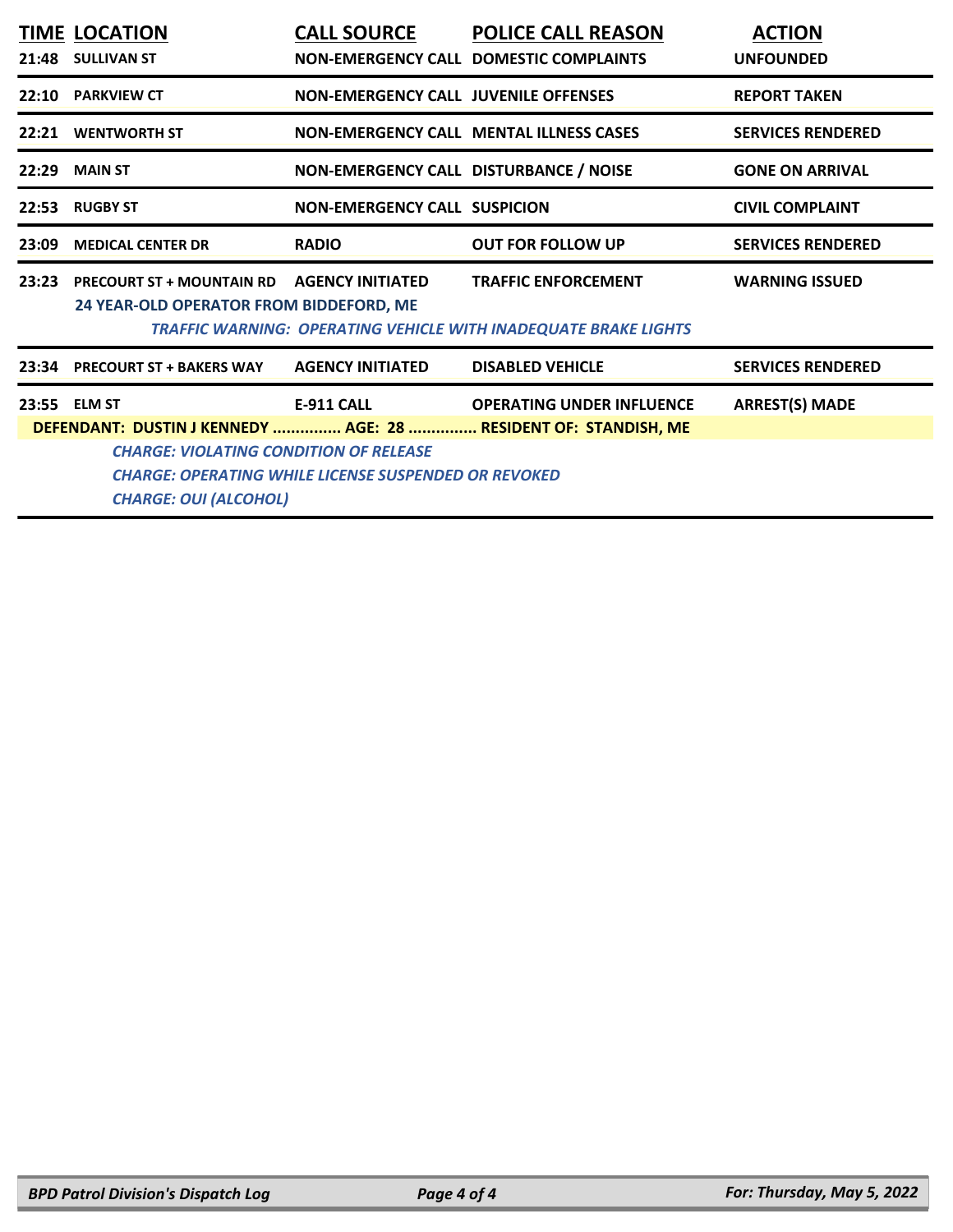| TIME | LOCATION | CALL SOURCE | POLICE CALL REASON | ACTION |
|---|---|---|---|---|
| 21:48 | SULLIVAN ST | NON-EMERGENCY CALL | DOMESTIC COMPLAINTS | UNFOUNDED |
| 22:10 | PARKVIEW CT | NON-EMERGENCY CALL | JUVENILE OFFENSES | REPORT TAKEN |
| 22:21 | WENTWORTH ST | NON-EMERGENCY CALL | MENTAL ILLNESS CASES | SERVICES RENDERED |
| 22:29 | MAIN ST | NON-EMERGENCY CALL | DISTURBANCE / NOISE | GONE ON ARRIVAL |
| 22:53 | RUGBY ST | NON-EMERGENCY CALL | SUSPICION | CIVIL COMPLAINT |
| 23:09 | MEDICAL CENTER DR | RADIO | OUT FOR FOLLOW UP | SERVICES RENDERED |
| 23:23 | PRECOURT ST + MOUNTAIN RD | AGENCY INITIATED | TRAFFIC ENFORCEMENT | WARNING ISSUED |

**24 YEAR-OLD OPERATOR FROM BIDDEFORD, ME**

*TRAFFIC WARNING: OPERATING VEHICLE WITH INADEQUATE BRAKE LIGHTS*

| TIME | LOCATION | CALL SOURCE | POLICE CALL REASON | ACTION |
|---|---|---|---|---|
| 23:34 | PRECOURT ST + BAKERS WAY | AGENCY INITIATED | DISABLED VEHICLE | SERVICES RENDERED |
| 23:55 | ELM ST | E-911 CALL | OPERATING UNDER INFLUENCE | ARREST(S) MADE |

**DEFENDANT: DUSTIN J KENNEDY ............... AGE: 28 ............... RESIDENT OF: STANDISH, ME**

*CHARGE: VIOLATING CONDITION OF RELEASE*

*CHARGE: OPERATING WHILE LICENSE SUSPENDED OR REVOKED*

*CHARGE: OUI (ALCOHOL)*

*BPD Patrol Division's Dispatch Log* | *For: Thursday, May 5, 2022*